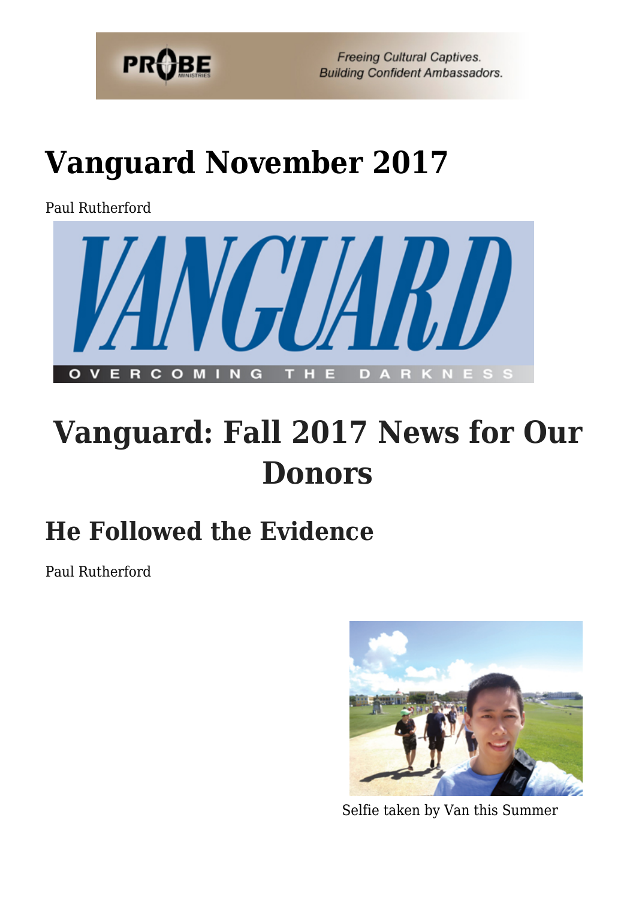# Vanguard November 2017

Paul Rutherford

# Vanguard: Fall 2017 News for Our Donors

## He Followed the Evidence

Paul Rutherford

Selfie taken by Van this Summer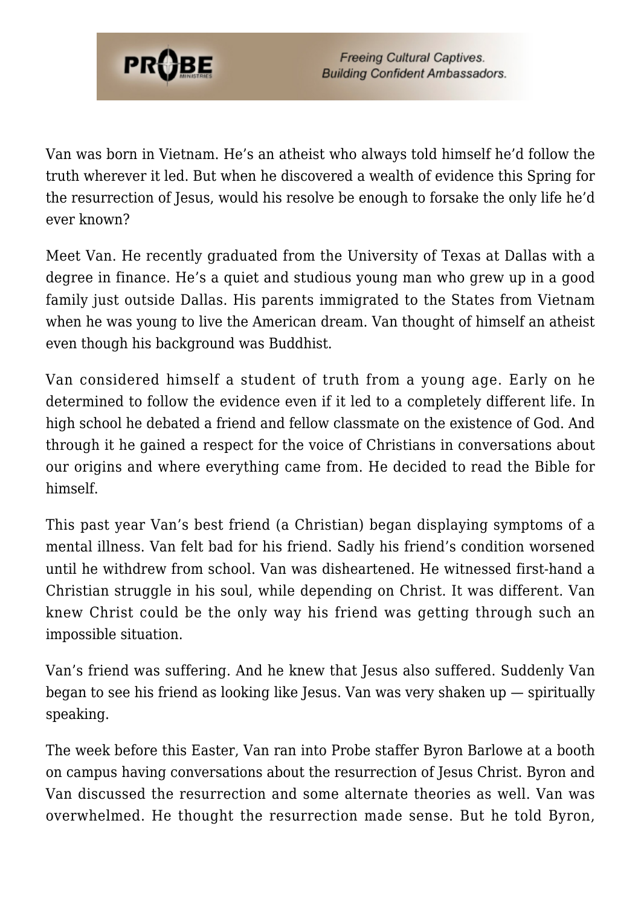Van was born in Vietnam. He's an atheist who always told himself he'd follow the truth wherever it led. But when he discovered a wealth of evidence this Spring for the resurrection of Jesus, would his resolve be enough to forsake the only life he'd ever known?

Meet Van. He recently graduated from the University of Texas at Dallas with a degree in finance. He's a quiet and studious young man who grew up in a good family just outside Dallas. His parents immigrated to the States from Vietnam when he was young to live the American dream. Van thought of himself an atheist even though his background was Buddhist.

Van considered himself a student of truth from a young age. Early on he determined to follow the evidence even if it led to a completely different life. In high school he debated a friend and fellow classmate on the existence of God. And through it he gained a respect for the voice of Christians in conversations about our origins and where everything came from. He decided to read the Bible for himself.

This past year Van's best friend (a Christian) began displaying symptoms of a mental illness. Van felt bad for his friend. Sadly his friend's condition worsened until he withdrew from school. Van was disheartened. He witnessed first-hand a Christian struggle in his soul, while depending on Christ. It was different. Van knew Christ could be the only way his friend was getting through such an impossible situation.

Van's friend was suffering. And he knew that Jesus also suffered. Suddenly Van began to see his friend as looking like Jesus. Van was very shaken up — spiritually speaking.

The week before this Easter, Van ran into Probe staffer Byron Barlowe at a booth on campus having conversations about the resurrection of Jesus Christ. Byron and Van discussed the resurrection and some alternate theories as well. Van was overwhelmed. He thought the resurrection made sense. But he told Byron,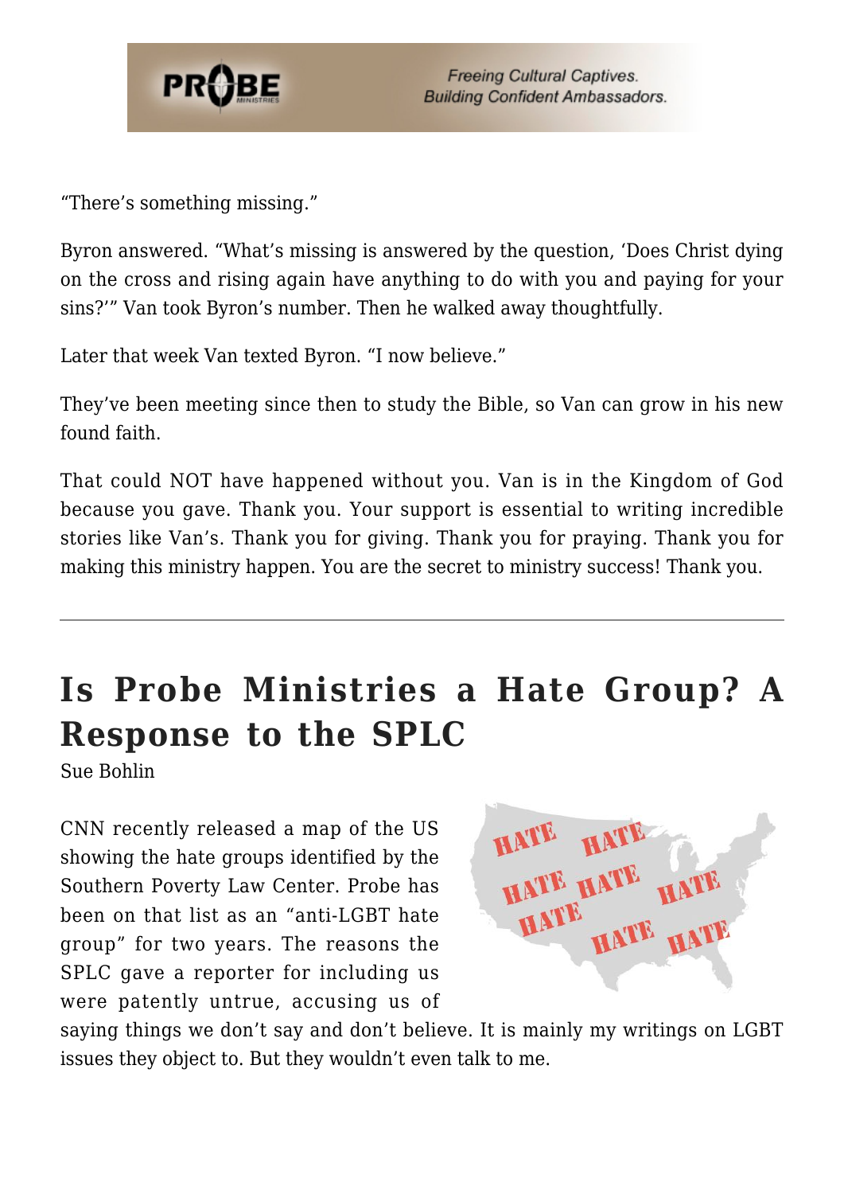"There's something missing."

Byron answered. "What's missing is answered by the question, 'Does Christ dying on the cross and rising again have anything to do with you and paying for your sins?'" Van took Byron's number. Then he walked away thoughtfully.

Later that week Van texted Byron. "I now believe."

They've been meeting since then to study the Bible, so Van can grow in his new found faith.

That could NOT have happened without you. Van is in the Kingdom of God because you gave. Thank you. Your support is essential to writing incredible stories like Van's. Thank you for giving. Thank you for praying. Thank you for making this ministry happen. You are the secret to ministry success! Thank you.

---

# Is Probe Ministries a Hate Group? A Response to the SPLC

Sue Bohlin

CNN recently released a map of the US showing the hate groups identified by the Southern Poverty Law Center. Probe has been on that list as an "anti-LGBT hate group" for two years. The reasons the SPLC gave a reporter for including us were patently untrue, accusing us of saying things we don't say and don't believe. It is mainly my writings on LGBT issues they object to. But they wouldn't even talk to me.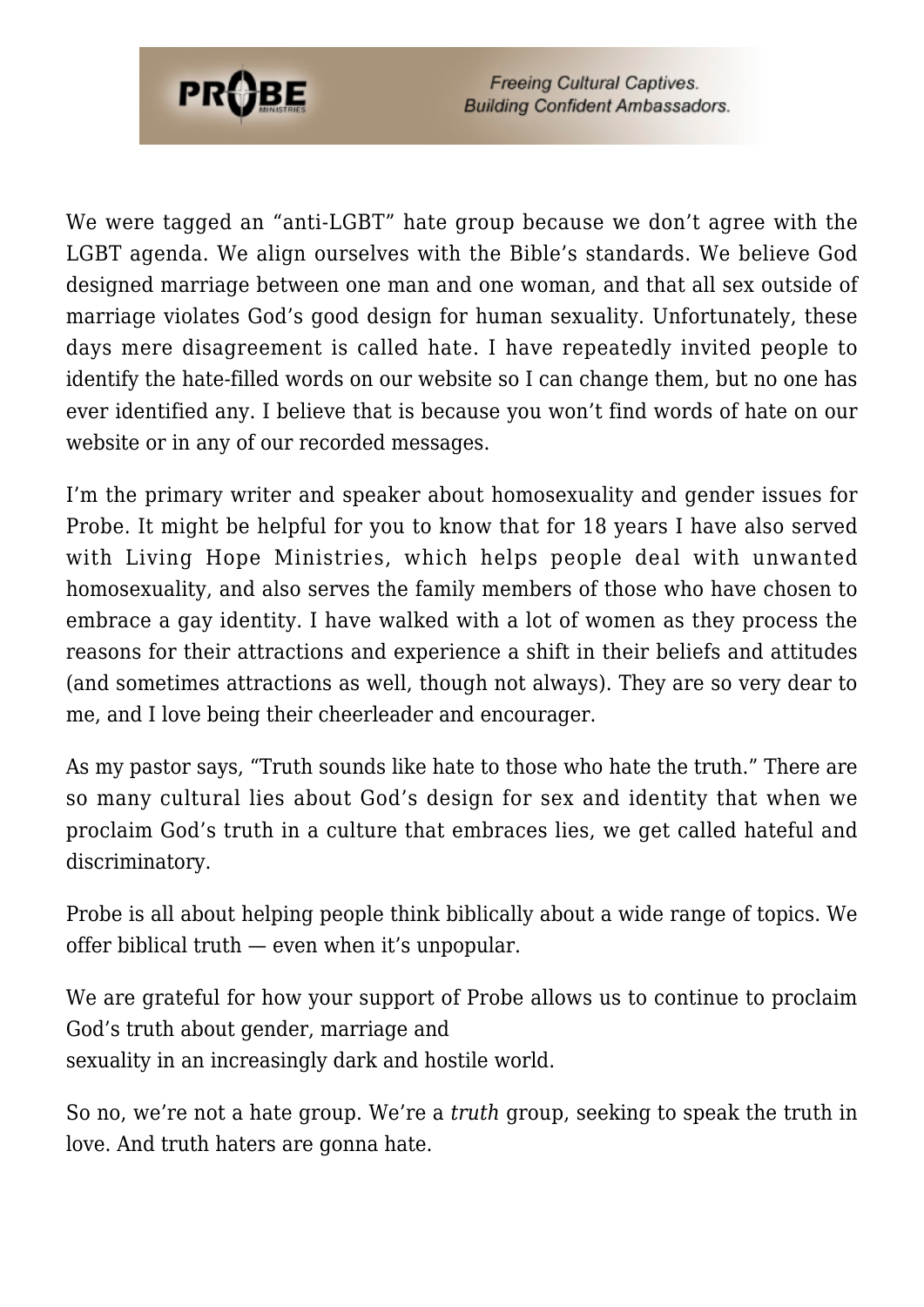We were tagged an "anti-LGBT" hate group because we don't agree with the LGBT agenda. We align ourselves with the Bible's standards. We believe God designed marriage between one man and one woman, and that all sex outside of marriage violates God's good design for human sexuality. Unfortunately, these days mere disagreement is called hate. I have repeatedly invited people to identify the hate-filled words on our website so I can change them, but no one has ever identified any. I believe that is because you won't find words of hate on our website or in any of our recorded messages.

I'm the primary writer and speaker about homosexuality and gender issues for Probe. It might be helpful for you to know that for 18 years I have also served with Living Hope Ministries, which helps people deal with unwanted homosexuality, and also serves the family members of those who have chosen to embrace a gay identity. I have walked with a lot of women as they process the reasons for their attractions and experience a shift in their beliefs and attitudes (and sometimes attractions as well, though not always). They are so very dear to me, and I love being their cheerleader and encourager.

As my pastor says, "Truth sounds like hate to those who hate the truth." There are so many cultural lies about God's design for sex and identity that when we proclaim God's truth in a culture that embraces lies, we get called hateful and discriminatory.

Probe is all about helping people think biblically about a wide range of topics. We offer biblical truth — even when it's unpopular.

We are grateful for how your support of Probe allows us to continue to proclaim God's truth about gender, marriage and sexuality in an increasingly dark and hostile world.

So no, we're not a hate group. We're a *truth* group, seeking to speak the truth in love. And truth haters are gonna hate.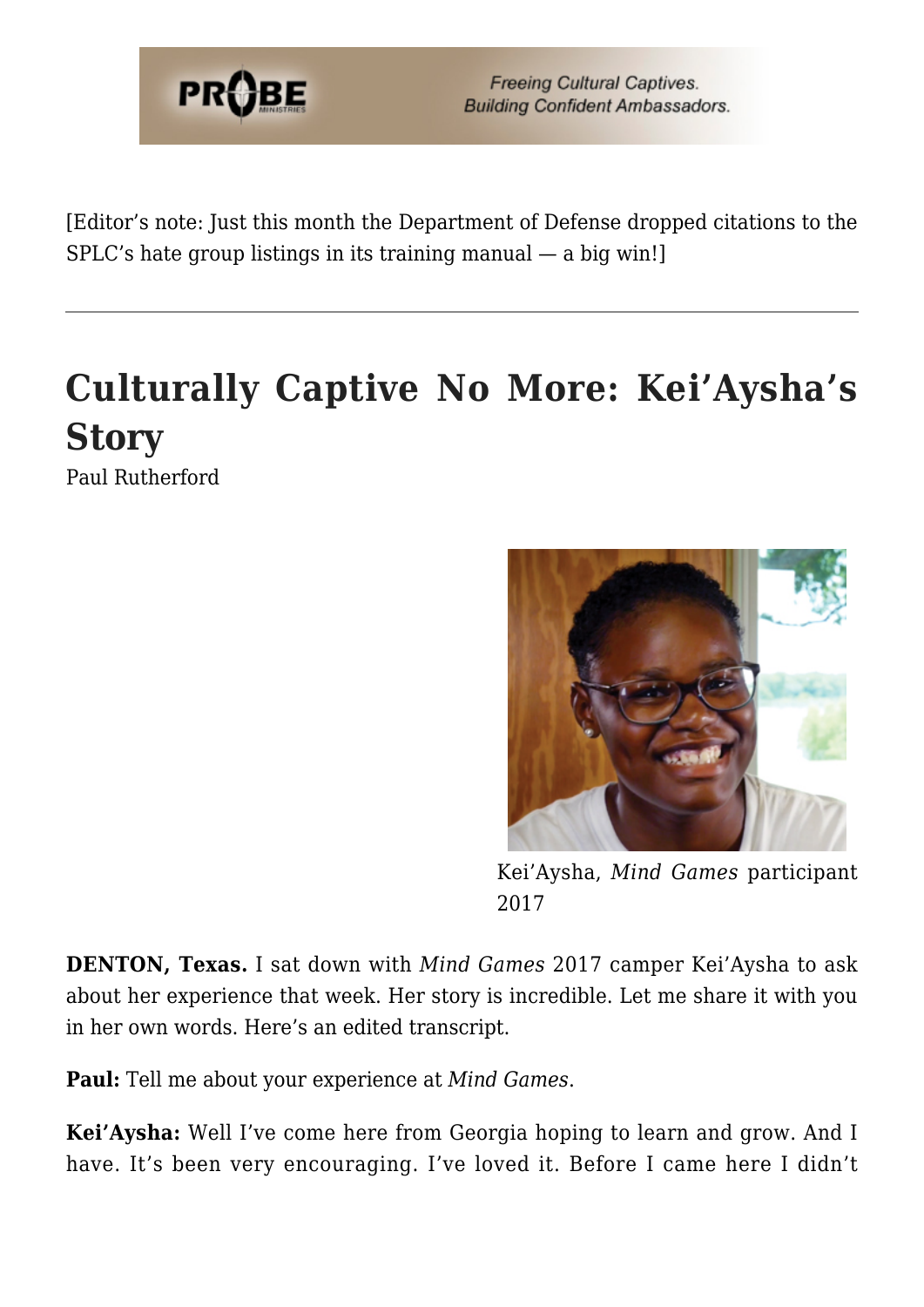[Editor's note: Just this month the Department of Defense dropped citations to the SPLC's hate group listings in its training manual — a big win!]

---

# Culturally Captive No More: Kei'Aysha's Story

Paul Rutherford

Kei'Aysha, *Mind Games* participant 2017

**DENTON, Texas.** I sat down with *Mind Games* 2017 camper Kei'Aysha to ask about her experience that week. Her story is incredible. Let me share it with you in her own words. Here's an edited transcript.

**Paul:** Tell me about your experience at *Mind Games*.

**Kei'Aysha:** Well I've come here from Georgia hoping to learn and grow. And I have. It's been very encouraging. I've loved it. Before I came here I didn't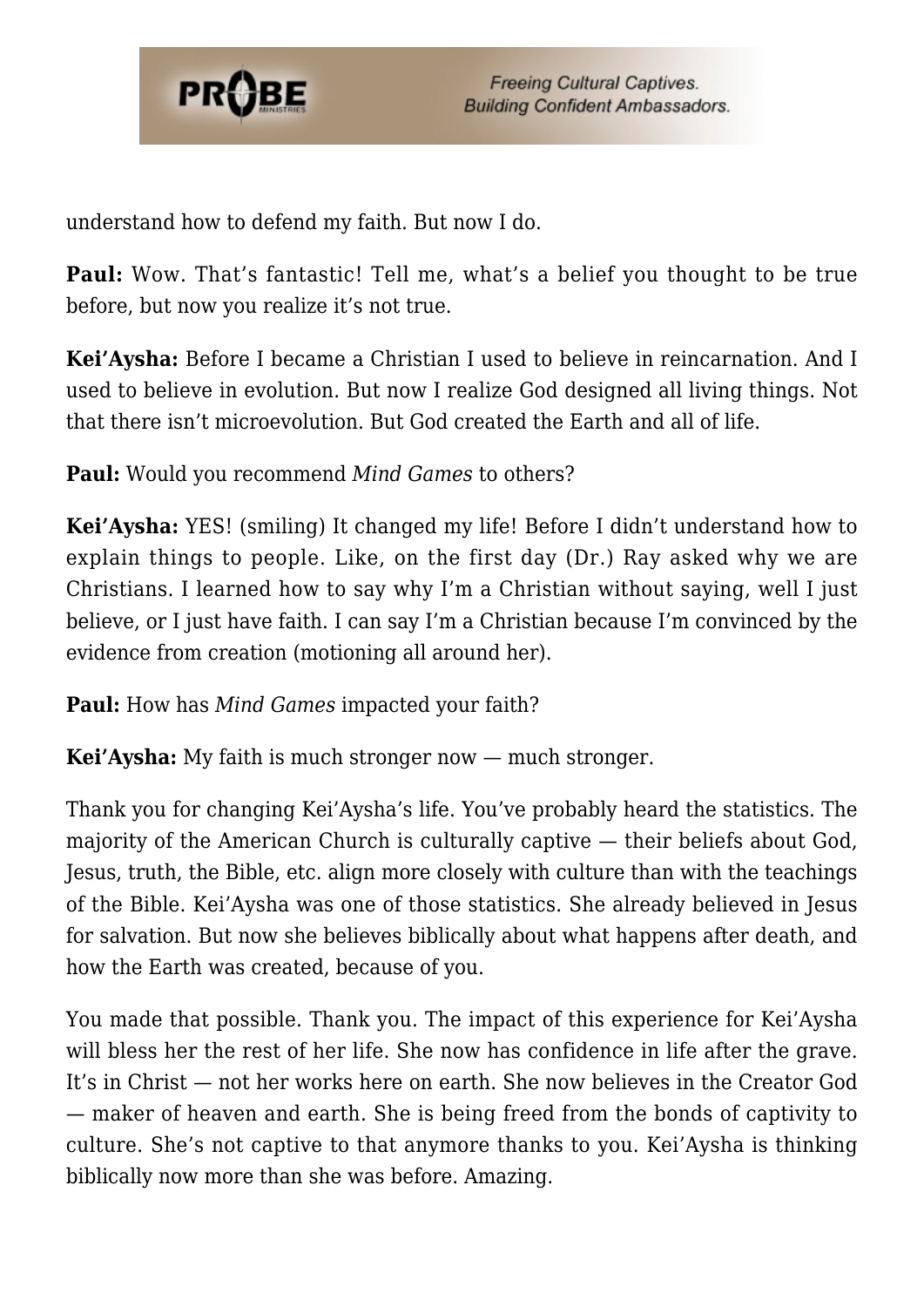understand how to defend my faith. But now I do.

**Paul:** Wow. That's fantastic! Tell me, what's a belief you thought to be true before, but now you realize it's not true.

**Kei'Aysha:** Before I became a Christian I used to believe in reincarnation. And I used to believe in evolution. But now I realize God designed all living things. Not that there isn't microevolution. But God created the Earth and all of life.

**Paul:** Would you recommend *Mind Games* to others?

**Kei'Aysha:** YES! (smiling) It changed my life! Before I didn't understand how to explain things to people. Like, on the first day (Dr.) Ray asked why we are Christians. I learned how to say why I'm a Christian without saying, well I just believe, or I just have faith. I can say I'm a Christian because I'm convinced by the evidence from creation (motioning all around her).

**Paul:** How has *Mind Games* impacted your faith?

**Kei'Aysha:** My faith is much stronger now — much stronger.

Thank you for changing Kei'Aysha's life. You've probably heard the statistics. The majority of the American Church is culturally captive — their beliefs about God, Jesus, truth, the Bible, etc. align more closely with culture than with the teachings of the Bible. Kei'Aysha was one of those statistics. She already believed in Jesus for salvation. But now she believes biblically about what happens after death, and how the Earth was created, because of you.

You made that possible. Thank you. The impact of this experience for Kei'Aysha will bless her the rest of her life. She now has confidence in life after the grave. It's in Christ — not her works here on earth. She now believes in the Creator God — maker of heaven and earth. She is being freed from the bonds of captivity to culture. She's not captive to that anymore thanks to you. Kei'Aysha is thinking biblically now more than she was before. Amazing.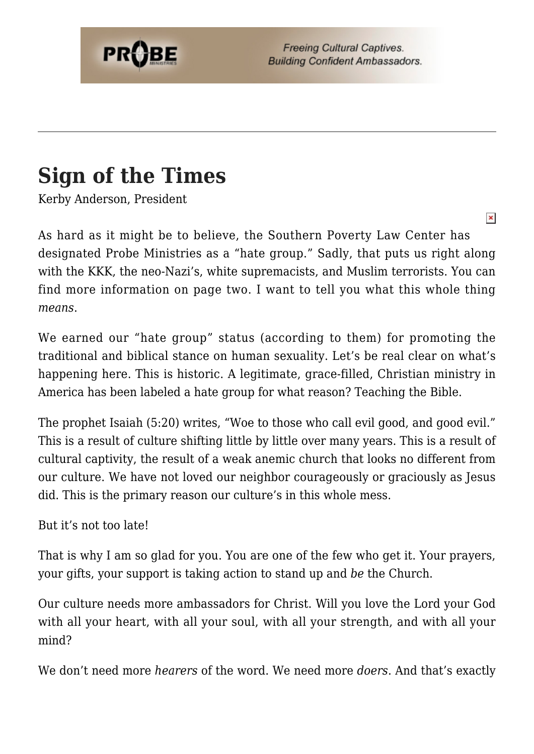## Sign of the Times

Kerby Anderson, President

As hard as it might be to believe, the Southern Poverty Law Center has designated Probe Ministries as a "hate group." Sadly, that puts us right along with the KKK, the neo-Nazi's, white supremacists, and Muslim terrorists. You can find more information on page two. I want to tell you what this whole thing *means*.

We earned our "hate group" status (according to them) for promoting the traditional and biblical stance on human sexuality. Let's be real clear on what's happening here. This is historic. A legitimate, grace-filled, Christian ministry in America has been labeled a hate group for what reason? Teaching the Bible.

The prophet Isaiah (5:20) writes, "Woe to those who call evil good, and good evil." This is a result of culture shifting little by little over many years. This is a result of cultural captivity, the result of a weak anemic church that looks no different from our culture. We have not loved our neighbor courageously or graciously as Jesus did. This is the primary reason our culture's in this whole mess.

But it's not too late!

That is why I am so glad for you. You are one of the few who get it. Your prayers, your gifts, your support is taking action to stand up and *be* the Church.

Our culture needs more ambassadors for Christ. Will you love the Lord your God with all your heart, with all your soul, with all your strength, and with all your mind?

We don't need more *hearers* of the word. We need more *doers*. And that's exactly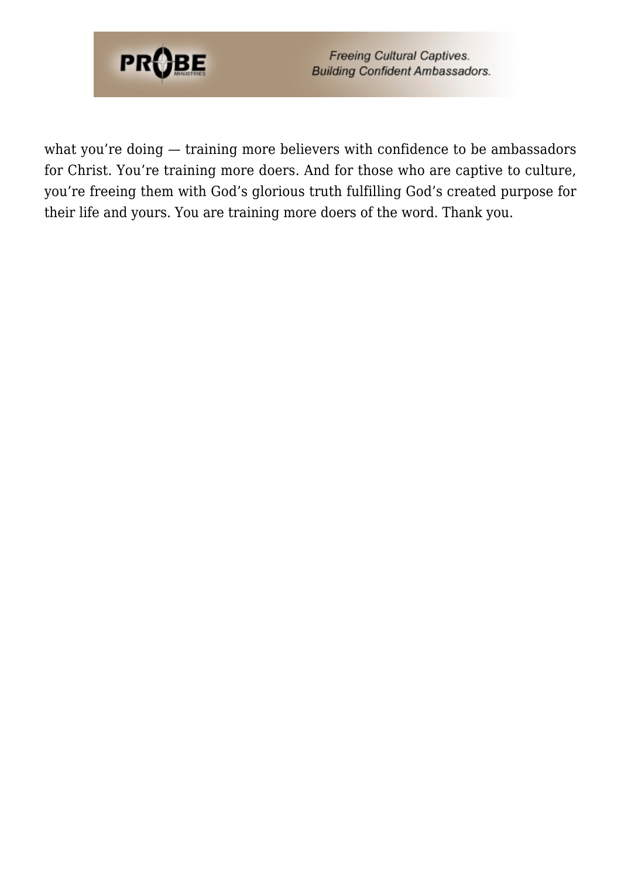what you’re doing — training more believers with confidence to be ambassadors for Christ. You’re training more doers. And for those who are captive to culture, you’re freeing them with God’s glorious truth fulfilling God’s created purpose for their life and yours. You are training more doers of the word. Thank you.